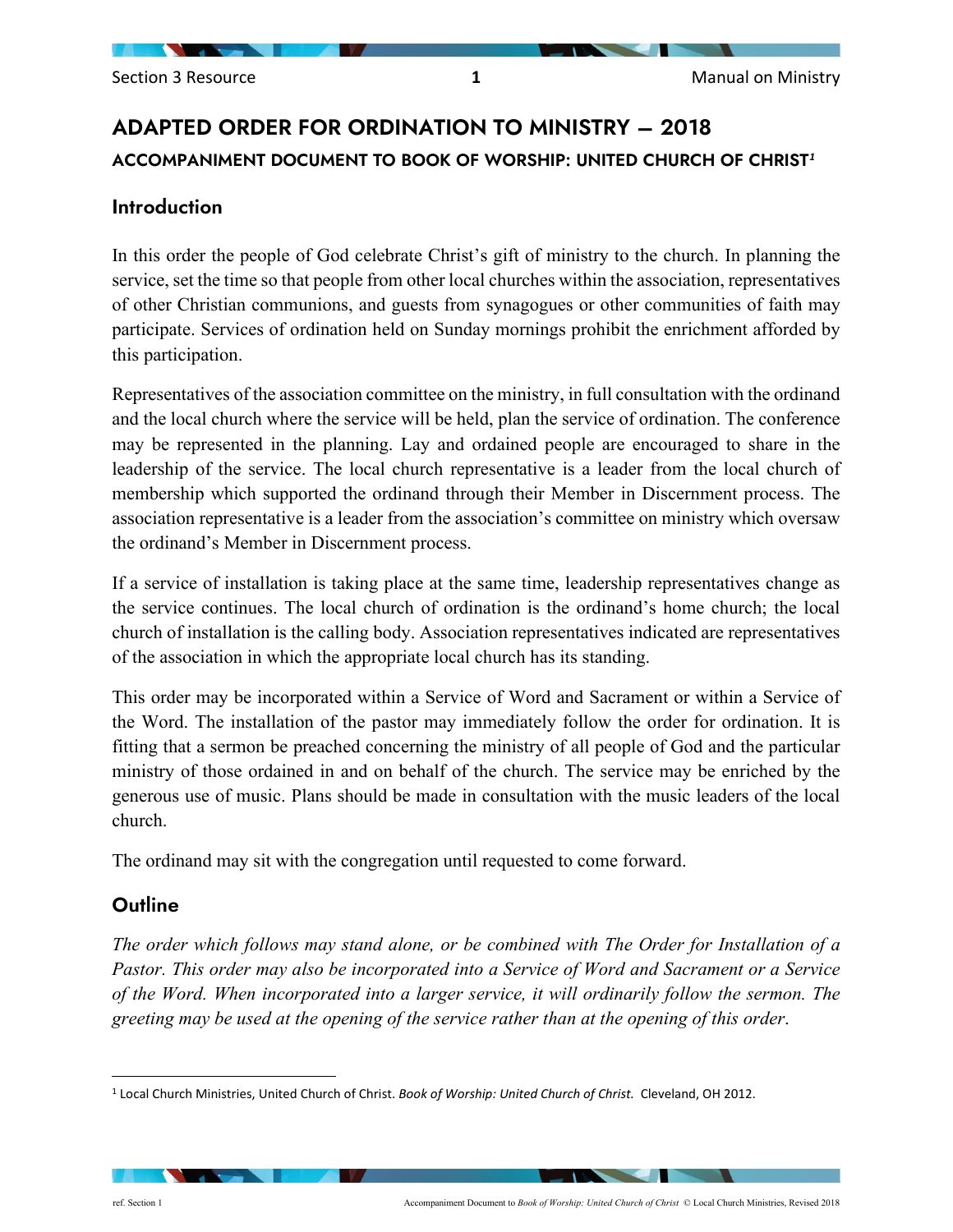# ADAPTED ORDER FOR ORDINATION TO MINISTRY – 2018

### ACCOMPANIMENT DOCUMENT TO BOOK OF WORSHIP: UNITED CHURCH OF CHRIST[1]

## Introduction

In this order the people of God celebrate Christ's gift of ministry to the church. In planning the service, set the time so that people from other local churches within the association, representatives of other Christian communions, and guests from synagogues or other communities of faith may participate. Services of ordination held on Sunday mornings prohibit the enrichment afforded by this participation.

Representatives of the association committee on the ministry, in full consultation with the ordinand and the local church where the service will be held, plan the service of ordination. The conference may be represented in the planning. Lay and ordained people are encouraged to share in the leadership of the service. The local church representative is a leader from the local church of membership which supported the ordinand through their Member in Discernment process. The association representative is a leader from the association's committee on ministry which oversaw the ordinand's Member in Discernment process.

If a service of installation is taking place at the same time, leadership representatives change as the service continues. The local church of ordination is the ordinand's home church; the local church of installation is the calling body. Association representatives indicated are representatives of the association in which the appropriate local church has its standing.

This order may be incorporated within a Service of Word and Sacrament or within a Service of the Word. The installation of the pastor may immediately follow the order for ordination. It is fitting that a sermon be preached concerning the ministry of all people of God and the particular ministry of those ordained in and on behalf of the church. The service may be enriched by the generous use of music. Plans should be made in consultation with the music leaders of the local church.

The ordinand may sit with the congregation until requested to come forward.

## Outline

*The order which follows may stand alone, or be combined with The Order for Installation of a Pastor. This order may also be incorporated into a Service of Word and Sacrament or a Service of the Word. When incorporated into a larger service, it will ordinarily follow the sermon. The greeting may be used at the opening of the service rather than at the opening of this order.*

---

[1] Local Church Ministries, United Church of Christ. *Book of Worship: United Church of Christ.* Cleveland, OH 2012.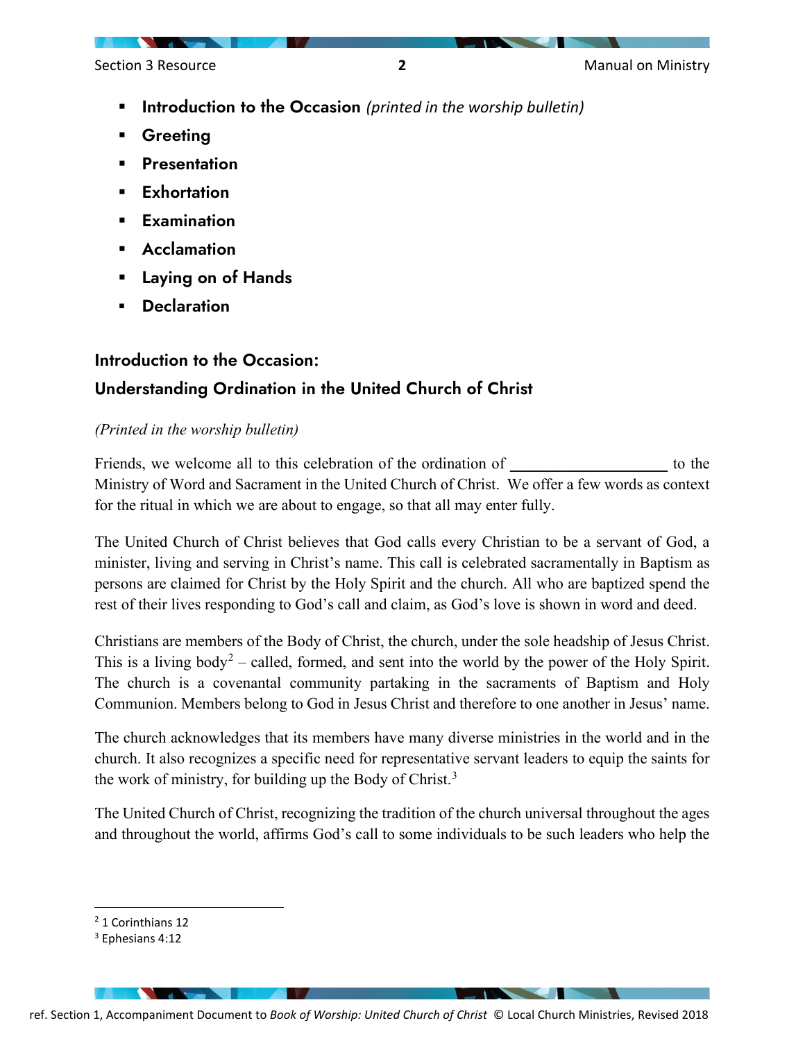- **Introduction to the Occasion** *(printed in the worship bulletin)*
- **Greeting**
- **Presentation**
- **Exhortation**
- **Examination**
- **Acclamation**
- **Laying on of Hands**
- **Declaration**

### Introduction to the Occasion:

### Understanding Ordination in the United Church of Christ

*(Printed in the worship bulletin)*

Friends, we welcome all to this celebration of the ordination of ____________________ to the Ministry of Word and Sacrament in the United Church of Christ. We offer a few words as context for the ritual in which we are about to engage, so that all may enter fully.

The United Church of Christ believes that God calls every Christian to be a servant of God, a minister, living and serving in Christ's name. This call is celebrated sacramentally in Baptism as persons are claimed for Christ by the Holy Spirit and the church. All who are baptized spend the rest of their lives responding to God's call and claim, as God's love is shown in word and deed.

Christians are members of the Body of Christ, the church, under the sole headship of Jesus Christ. This is a living body[2] – called, formed, and sent into the world by the power of the Holy Spirit. The church is a covenantal community partaking in the sacraments of Baptism and Holy Communion. Members belong to God in Jesus Christ and therefore to one another in Jesus' name.

The church acknowledges that its members have many diverse ministries in the world and in the church. It also recognizes a specific need for representative servant leaders to equip the saints for the work of ministry, for building up the Body of Christ.[3]

The United Church of Christ, recognizing the tradition of the church universal throughout the ages and throughout the world, affirms God's call to some individuals to be such leaders who help the

---

[2] 1 Corinthians 12

[3] Ephesians 4:12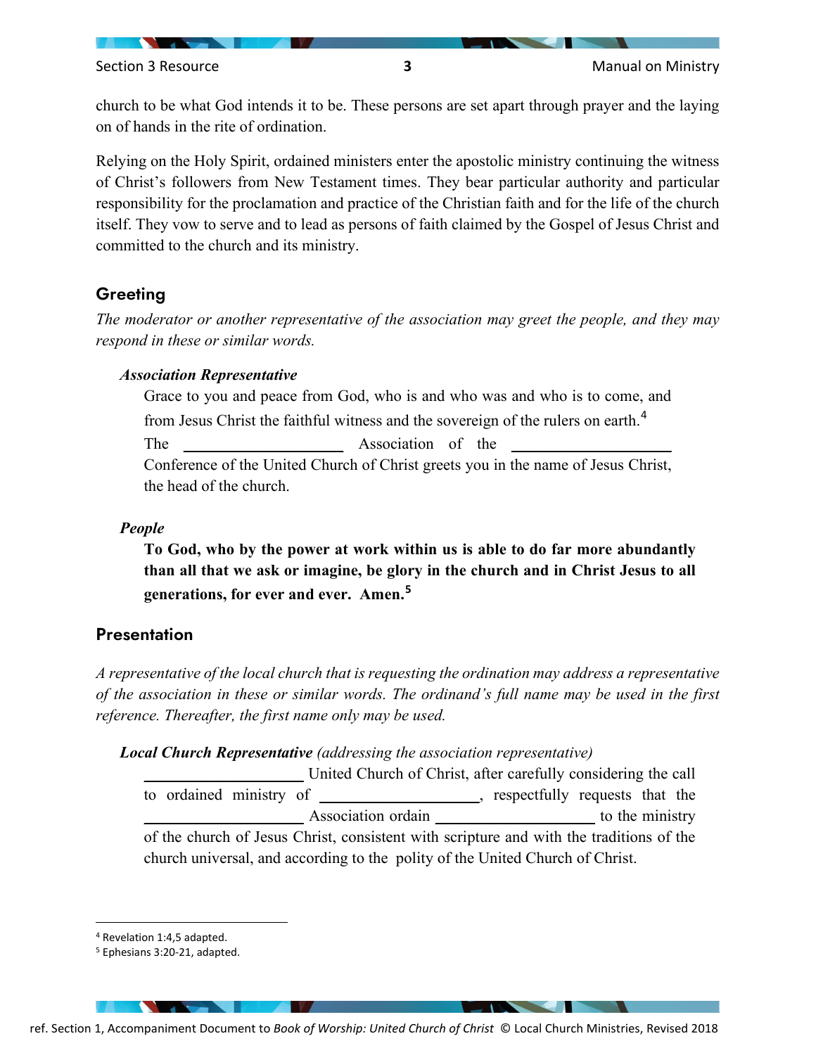church to be what God intends it to be. These persons are set apart through prayer and the laying on of hands in the rite of ordination.

Relying on the Holy Spirit, ordained ministers enter the apostolic ministry continuing the witness of Christ's followers from New Testament times. They bear particular authority and particular responsibility for the proclamation and practice of the Christian faith and for the life of the church itself. They vow to serve and to lead as persons of faith claimed by the Gospel of Jesus Christ and committed to the church and its ministry.

## Greeting

*The moderator or another representative of the association may greet the people, and they may respond in these or similar words.*

***Association Representative***

Grace to you and peace from God, who is and who was and who is to come, and from Jesus Christ the faithful witness and the sovereign of the rulers on earth.[4] The ____________________ Association of the ____________________ Conference of the United Church of Christ greets you in the name of Jesus Christ, the head of the church.

***People***

**To God, who by the power at work within us is able to do far more abundantly than all that we ask or imagine, be glory in the church and in Christ Jesus to all generations, for ever and ever. Amen.**[5]

## Presentation

*A representative of the local church that is requesting the ordination may address a representative of the association in these or similar words. The ordinand's full name may be used in the first reference. Thereafter, the first name only may be used.*

***Local Church Representative*** *(addressing the association representative)*

____________________ United Church of Christ, after carefully considering the call to ordained ministry of ____________________, respectfully requests that the ____________________ Association ordain ____________________ to the ministry of the church of Jesus Christ, consistent with scripture and with the traditions of the church universal, and according to the polity of the United Church of Christ.

---

[4] Revelation 1:4,5 adapted.

[5] Ephesians 3:20-21, adapted.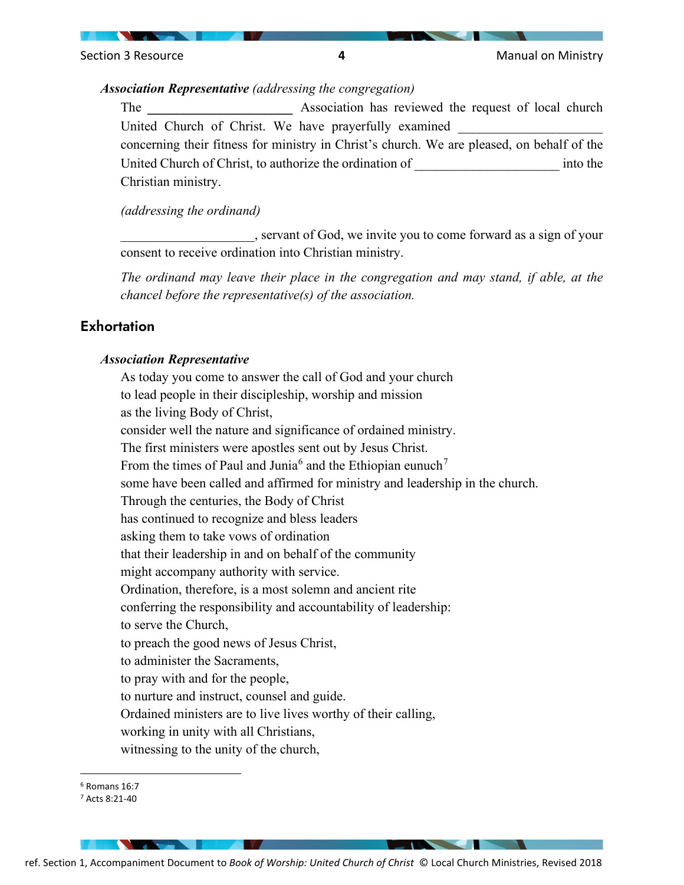***Association Representative*** *(addressing the congregation)*

The ______________________ Association has reviewed the request of local church United Church of Christ. We have prayerfully examined ______________________ concerning their fitness for ministry in Christ's church. We are pleased, on behalf of the United Church of Christ, to authorize the ordination of ______________________ into the Christian ministry.

*(addressing the ordinand)*

____________________, servant of God, we invite you to come forward as a sign of your consent to receive ordination into Christian ministry.

*The ordinand may leave their place in the congregation and may stand, if able, at the chancel before the representative(s) of the association.*

## Exhortation

***Association Representative***

As today you come to answer the call of God and your church  
to lead people in their discipleship, worship and mission  
as the living Body of Christ,  
consider well the nature and significance of ordained ministry.  
The first ministers were apostles sent out by Jesus Christ.  
From the times of Paul and Junia[6] and the Ethiopian eunuch[7]  
some have been called and affirmed for ministry and leadership in the church.  
Through the centuries, the Body of Christ  
has continued to recognize and bless leaders  
asking them to take vows of ordination  
that their leadership in and on behalf of the community  
might accompany authority with service.  
Ordination, therefore, is a most solemn and ancient rite  
conferring the responsibility and accountability of leadership:  
to serve the Church,  
to preach the good news of Jesus Christ,  
to administer the Sacraments,  
to pray with and for the people,  
to nurture and instruct, counsel and guide.  
Ordained ministers are to live lives worthy of their calling,  
working in unity with all Christians,  
witnessing to the unity of the church,

---

[6] Romans 16:7  
[7] Acts 8:21-40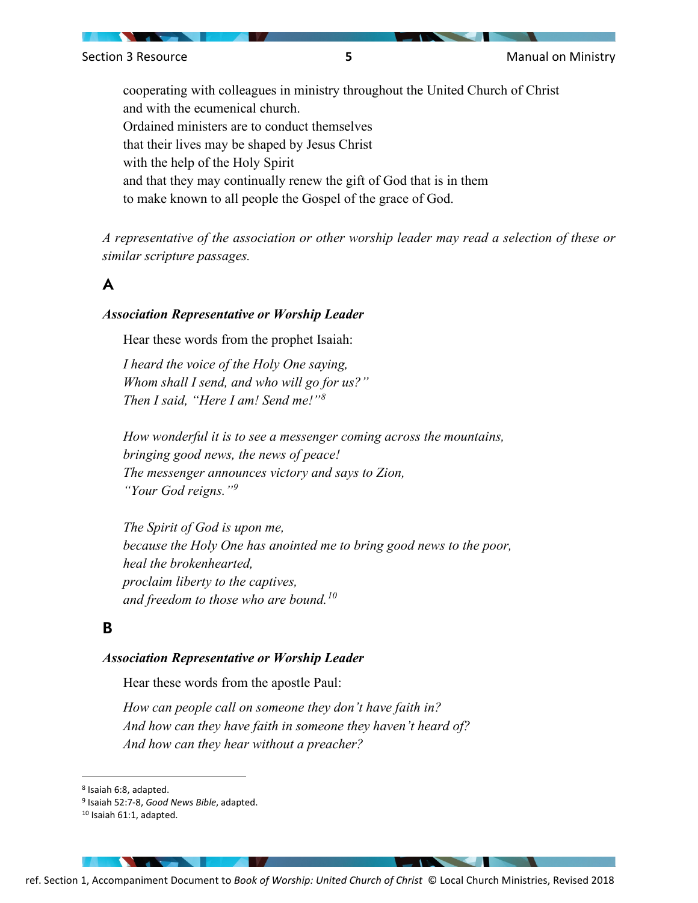cooperating with colleagues in ministry throughout the United Church of Christ
and with the ecumenical church.
Ordained ministers are to conduct themselves
that their lives may be shaped by Jesus Christ
with the help of the Holy Spirit
and that they may continually renew the gift of God that is in them
to make known to all people the Gospel of the grace of God.

*A representative of the association or other worship leader may read a selection of these or similar scripture passages.*

## A

***Association Representative or Worship Leader***

Hear these words from the prophet Isaiah:

*I heard the voice of the Holy One saying,*
*Whom shall I send, and who will go for us?"*
*Then I said, "Here I am! Send me!"*[8]

*How wonderful it is to see a messenger coming across the mountains,*
*bringing good news, the news of peace!*
*The messenger announces victory and says to Zion,*
*"Your God reigns."*[9]

*The Spirit of God is upon me,*
*because the Holy One has anointed me to bring good news to the poor,*
*heal the brokenhearted,*
*proclaim liberty to the captives,*
*and freedom to those who are bound.*[10]

## B

***Association Representative or Worship Leader***

Hear these words from the apostle Paul:

*How can people call on someone they don't have faith in?*
*And how can they have faith in someone they haven't heard of?*
*And how can they hear without a preacher?*

---

[8] Isaiah 6:8, adapted.
[9] Isaiah 52:7-8, *Good News Bible*, adapted.
[10] Isaiah 61:1, adapted.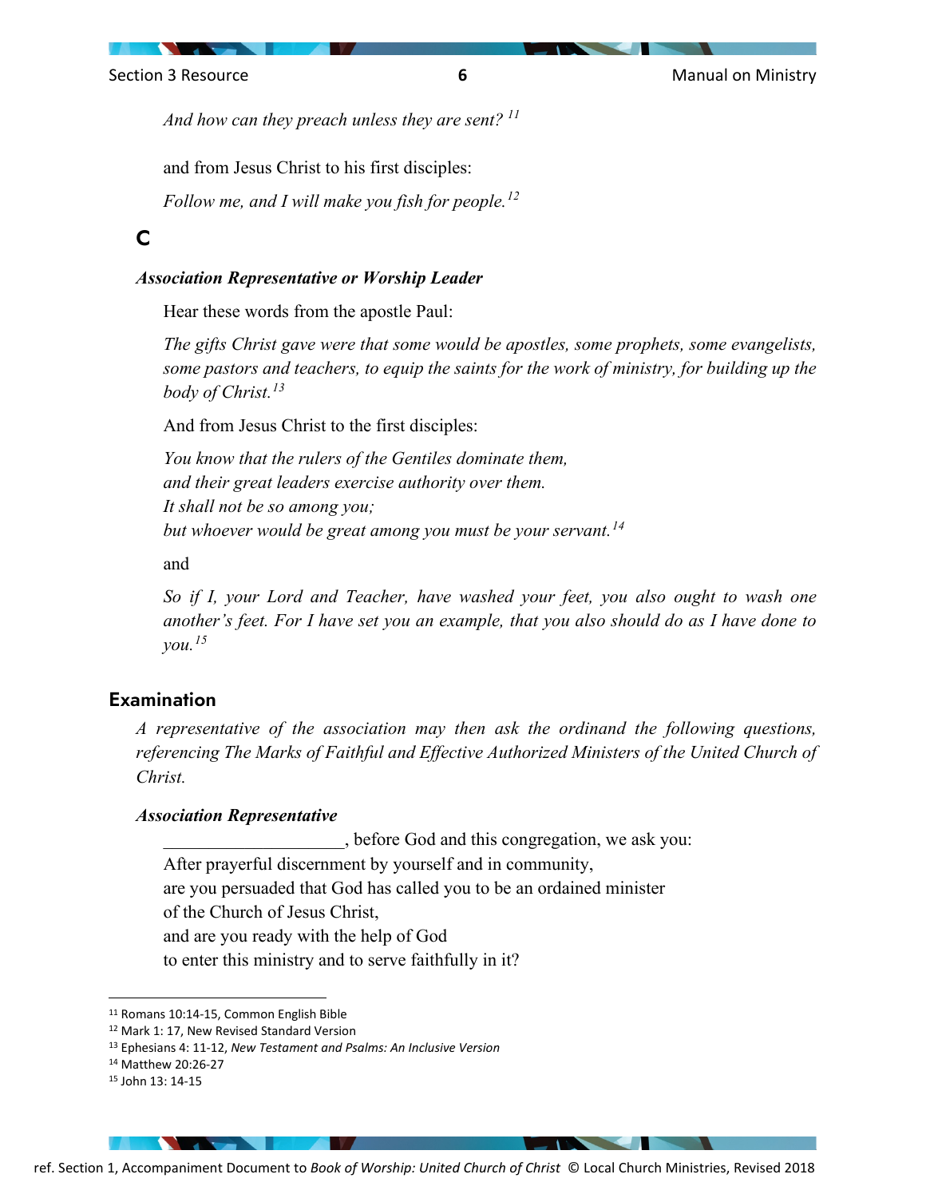*And how can they preach unless they are sent?* [11]

and from Jesus Christ to his first disciples:

*Follow me, and I will make you fish for people.*[12]

## C

***Association Representative or Worship Leader***

Hear these words from the apostle Paul:

*The gifts Christ gave were that some would be apostles, some prophets, some evangelists, some pastors and teachers, to equip the saints for the work of ministry, for building up the body of Christ.*[13]

And from Jesus Christ to the first disciples:

*You know that the rulers of the Gentiles dominate them,*
*and their great leaders exercise authority over them.*
*It shall not be so among you;*
*but whoever would be great among you must be your servant.*[14]

and

*So if I, your Lord and Teacher, have washed your feet, you also ought to wash one another's feet. For I have set you an example, that you also should do as I have done to you.*[15]

## Examination

*A representative of the association may then ask the ordinand the following questions, referencing The Marks of Faithful and Effective Authorized Ministers of the United Church of Christ.*

***Association Representative***

\_\_\_\_\_\_\_\_\_\_\_\_\_\_\_\_\_\_\_\_, before God and this congregation, we ask you:
After prayerful discernment by yourself and in community,
are you persuaded that God has called you to be an ordained minister
of the Church of Jesus Christ,
and are you ready with the help of God
to enter this ministry and to serve faithfully in it?

---

[11] Romans 10:14-15, Common English Bible
[12] Mark 1: 17, New Revised Standard Version
[13] Ephesians 4: 11-12, *New Testament and Psalms: An Inclusive Version*
[14] Matthew 20:26-27
[15] John 13: 14-15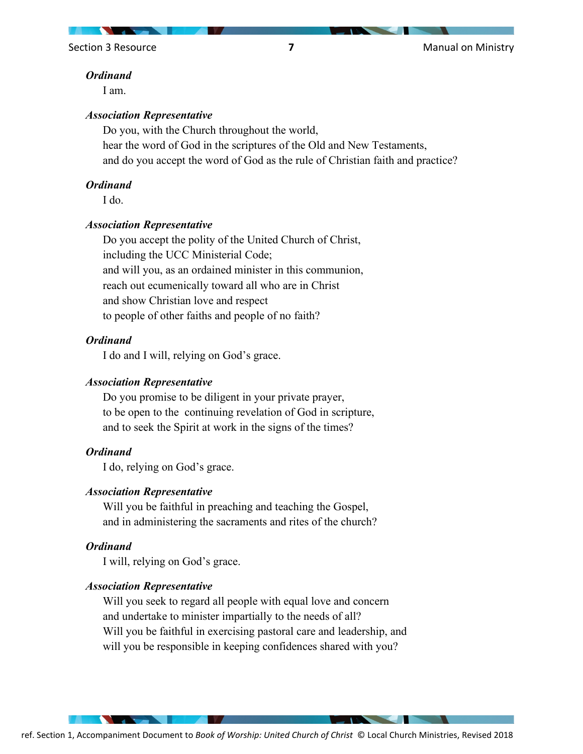***Ordinand***

I am.

***Association Representative***

Do you, with the Church throughout the world,
hear the word of God in the scriptures of the Old and New Testaments,
and do you accept the word of God as the rule of Christian faith and practice?

***Ordinand***

I do.

***Association Representative***

Do you accept the polity of the United Church of Christ,
including the UCC Ministerial Code;
and will you, as an ordained minister in this communion,
reach out ecumenically toward all who are in Christ
and show Christian love and respect
to people of other faiths and people of no faith?

***Ordinand***

I do and I will, relying on God's grace.

***Association Representative***

Do you promise to be diligent in your private prayer,
to be open to the continuing revelation of God in scripture,
and to seek the Spirit at work in the signs of the times?

***Ordinand***

I do, relying on God's grace.

***Association Representative***

Will you be faithful in preaching and teaching the Gospel,
and in administering the sacraments and rites of the church?

***Ordinand***

I will, relying on God's grace.

***Association Representative***

Will you seek to regard all people with equal love and concern
and undertake to minister impartially to the needs of all?
Will you be faithful in exercising pastoral care and leadership, and
will you be responsible in keeping confidences shared with you?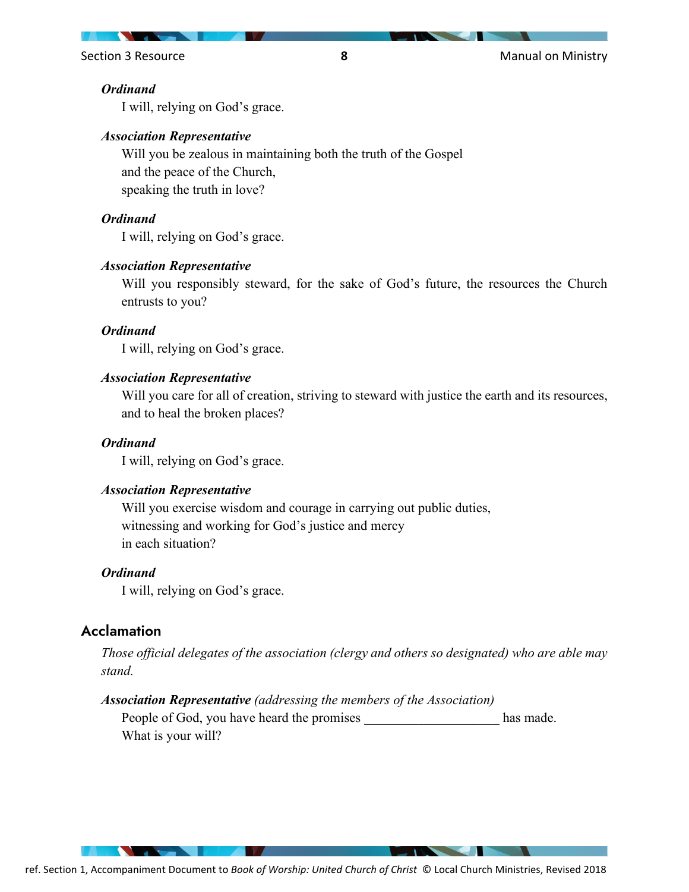***Ordinand***
I will, relying on God's grace.

***Association Representative***
Will you be zealous in maintaining both the truth of the Gospel
and the peace of the Church,
speaking the truth in love?

***Ordinand***
I will, relying on God's grace.

***Association Representative***
Will you responsibly steward, for the sake of God's future, the resources the Church entrusts to you?

***Ordinand***
I will, relying on God's grace.

***Association Representative***
Will you care for all of creation, striving to steward with justice the earth and its resources, and to heal the broken places?

***Ordinand***
I will, relying on God's grace.

***Association Representative***
Will you exercise wisdom and courage in carrying out public duties,
witnessing and working for God's justice and mercy
in each situation?

***Ordinand***
I will, relying on God's grace.

## Acclamation

*Those official delegates of the association (clergy and others so designated) who are able may stand.*

***Association Representative*** *(addressing the members of the Association)*
People of God, you have heard the promises ____________________ has made.
What is your will?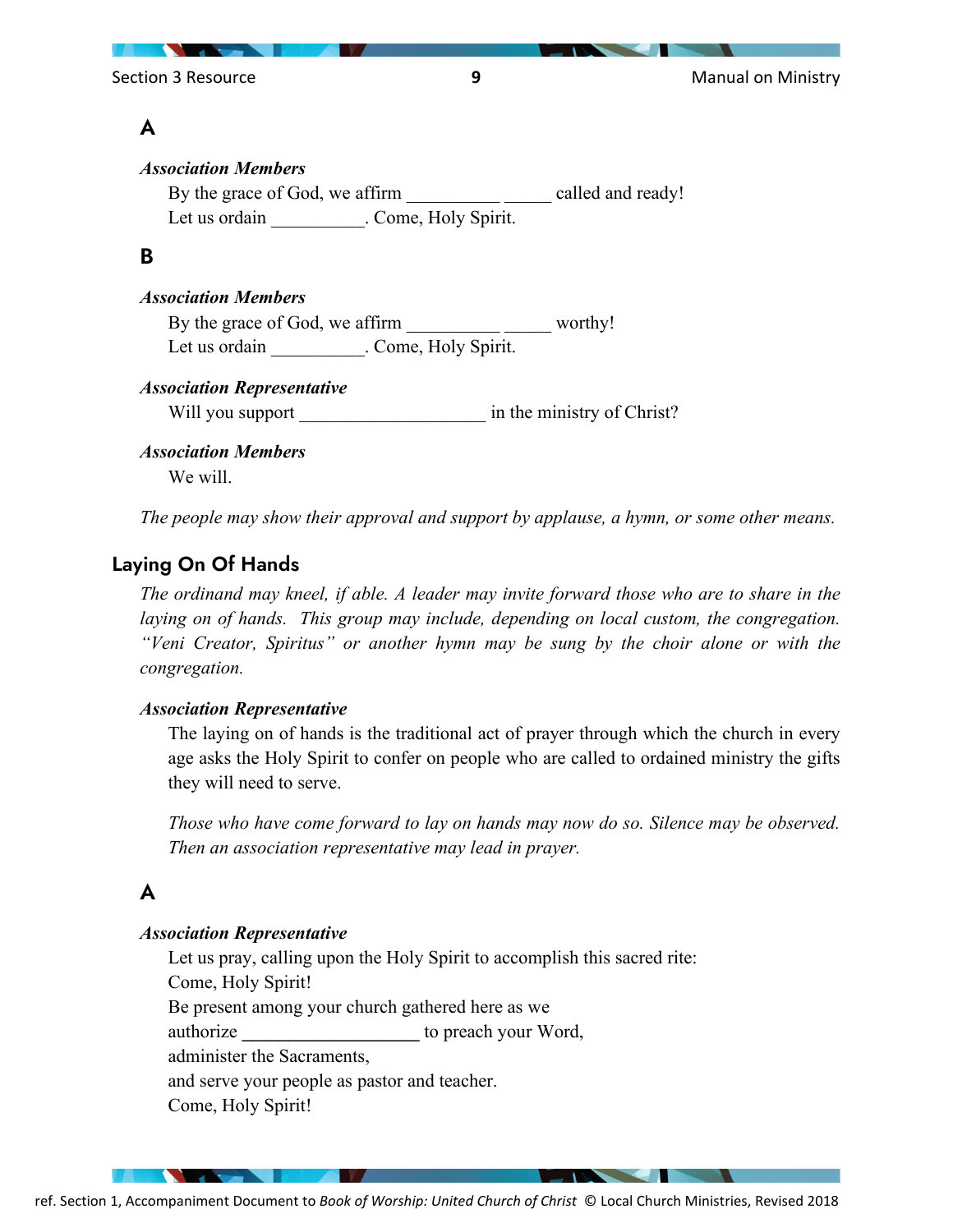### A

***Association Members***

By the grace of God, we affirm __________ _____ called and ready!
Let us ordain __________. Come, Holy Spirit.

### B

***Association Members***

By the grace of God, we affirm __________ _____ worthy!
Let us ordain __________. Come, Holy Spirit.

***Association Representative***

Will you support ____________________ in the ministry of Christ?

***Association Members***

We will.

*The people may show their approval and support by applause, a hymn, or some other means.*

## Laying On Of Hands

*The ordinand may kneel, if able. A leader may invite forward those who are to share in the laying on of hands. This group may include, depending on local custom, the congregation. "Veni Creator, Spiritus" or another hymn may be sung by the choir alone or with the congregation.*

***Association Representative***

The laying on of hands is the traditional act of prayer through which the church in every age asks the Holy Spirit to confer on people who are called to ordained ministry the gifts they will need to serve.

*Those who have come forward to lay on hands may now do so. Silence may be observed. Then an association representative may lead in prayer.*

### A

***Association Representative***

Let us pray, calling upon the Holy Spirit to accomplish this sacred rite:
Come, Holy Spirit!
Be present among your church gathered here as we
authorize ____________________ to preach your Word,
administer the Sacraments,
and serve your people as pastor and teacher.
Come, Holy Spirit!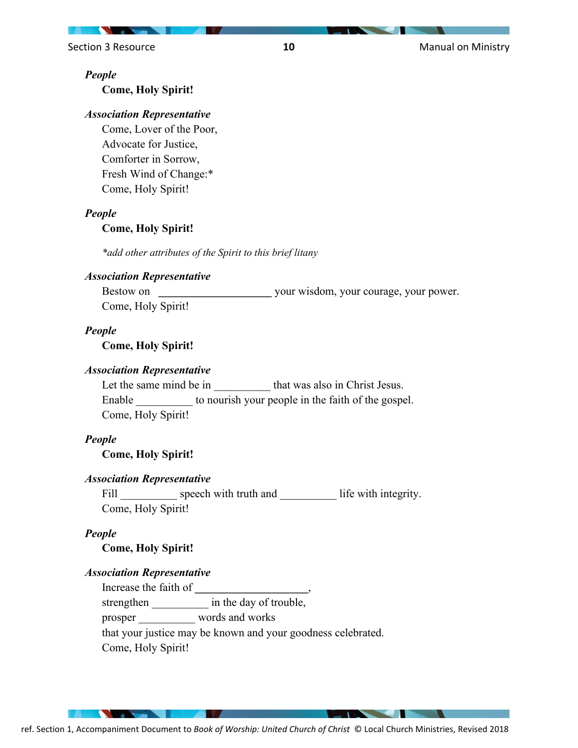*People*

**Come, Holy Spirit!**

*Association Representative*

Come, Lover of the Poor,
Advocate for Justice,
Comforter in Sorrow,
Fresh Wind of Change:*
Come, Holy Spirit!

*People*

**Come, Holy Spirit!**

*\*add other attributes of the Spirit to this brief litany*

*Association Representative*

Bestow on ____________________ your wisdom, your courage, your power.
Come, Holy Spirit!

*People*

**Come, Holy Spirit!**

*Association Representative*

Let the same mind be in __________ that was also in Christ Jesus.
Enable __________ to nourish your people in the faith of the gospel.
Come, Holy Spirit!

*People*

**Come, Holy Spirit!**

*Association Representative*

Fill __________ speech with truth and __________ life with integrity.
Come, Holy Spirit!

*People*

**Come, Holy Spirit!**

*Association Representative*

Increase the faith of ____________________,
strengthen __________ in the day of trouble,
prosper __________ words and works
that your justice may be known and your goodness celebrated.
Come, Holy Spirit!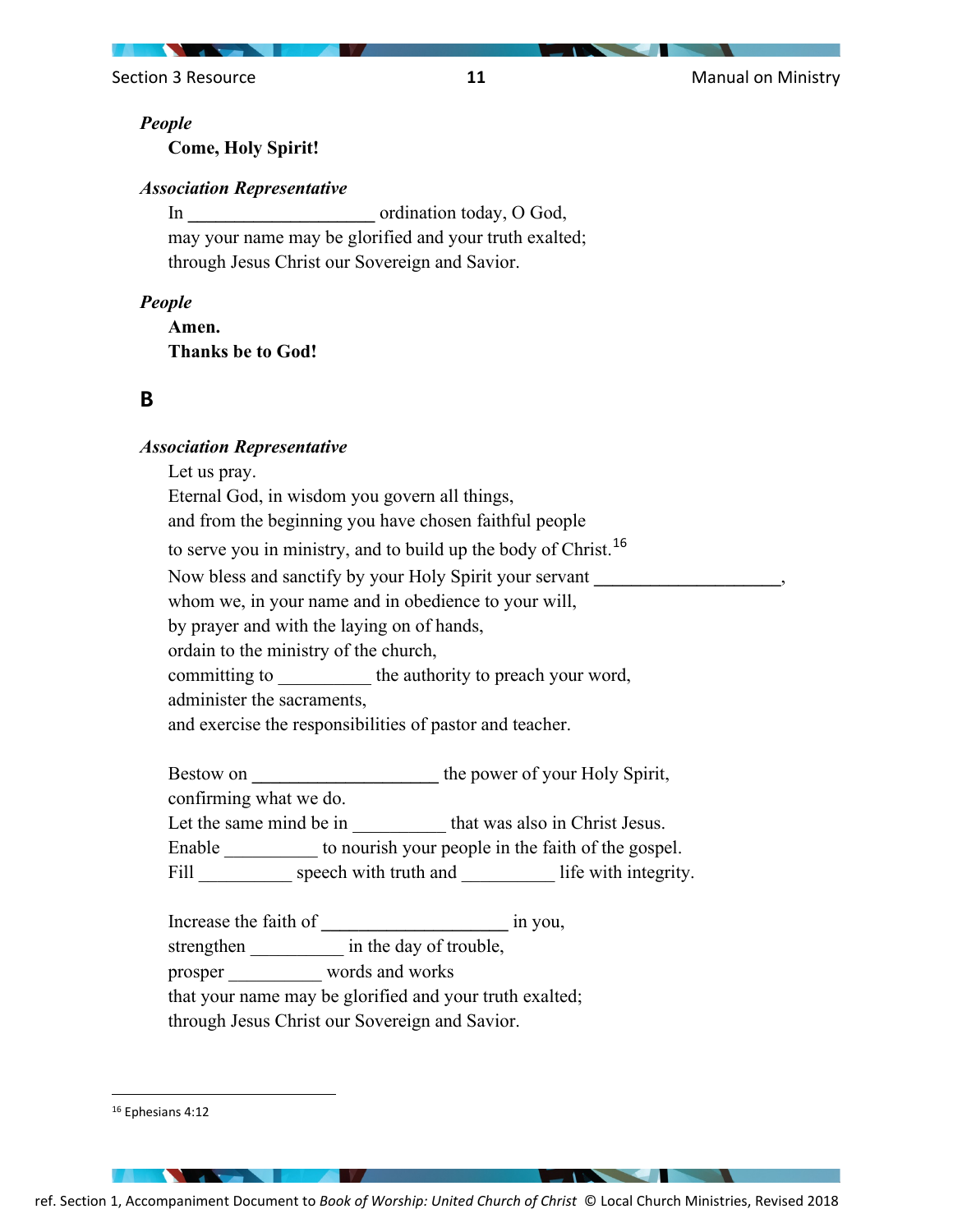*People*

**Come, Holy Spirit!**

*Association Representative*

In ____________________ ordination today, O God,
may your name may be glorified and your truth exalted;
through Jesus Christ our Sovereign and Savior.

*People*

**Amen.**
**Thanks be to God!**

## B

*Association Representative*

Let us pray.
Eternal God, in wisdom you govern all things,
and from the beginning you have chosen faithful people
to serve you in ministry, and to build up the body of Christ.[16]
Now bless and sanctify by your Holy Spirit your servant ____________________,
whom we, in your name and in obedience to your will,
by prayer and with the laying on of hands,
ordain to the ministry of the church,
committing to __________ the authority to preach your word,
administer the sacraments,
and exercise the responsibilities of pastor and teacher.

Bestow on ____________________ the power of your Holy Spirit,
confirming what we do.
Let the same mind be in __________ that was also in Christ Jesus.
Enable __________ to nourish your people in the faith of the gospel.
Fill __________ speech with truth and __________ life with integrity.

Increase the faith of ____________________ in you,
strengthen __________ in the day of trouble,
prosper __________ words and works
that your name may be glorified and your truth exalted;
through Jesus Christ our Sovereign and Savior.

---

[16] Ephesians 4:12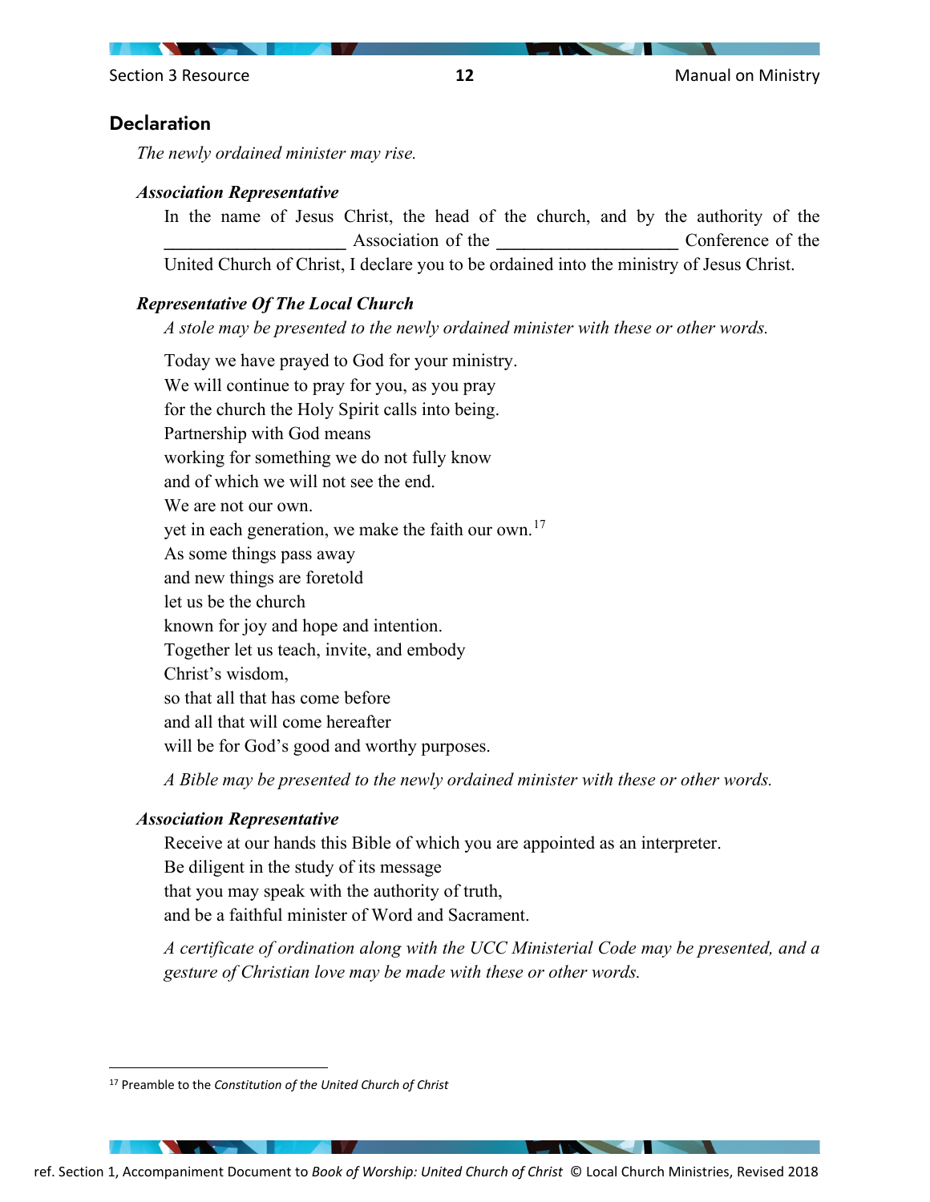## Declaration

*The newly ordained minister may rise.*

***Association Representative***

In the name of Jesus Christ, the head of the church, and by the authority of the ___________________ Association of the ___________________ Conference of the United Church of Christ, I declare you to be ordained into the ministry of Jesus Christ.

***Representative Of The Local Church***

*A stole may be presented to the newly ordained minister with these or other words.*

Today we have prayed to God for your ministry.
We will continue to pray for you, as you pray
for the church the Holy Spirit calls into being.
Partnership with God means
working for something we do not fully know
and of which we will not see the end.
We are not our own.
yet in each generation, we make the faith our own.[17]
As some things pass away
and new things are foretold
let us be the church
known for joy and hope and intention.
Together let us teach, invite, and embody
Christ's wisdom,
so that all that has come before
and all that will come hereafter
will be for God's good and worthy purposes.

*A Bible may be presented to the newly ordained minister with these or other words.*

***Association Representative***

Receive at our hands this Bible of which you are appointed as an interpreter.
Be diligent in the study of its message
that you may speak with the authority of truth,
and be a faithful minister of Word and Sacrament.

*A certificate of ordination along with the UCC Ministerial Code may be presented, and a gesture of Christian love may be made with these or other words.*

---

[17] Preamble to the *Constitution of the United Church of Christ*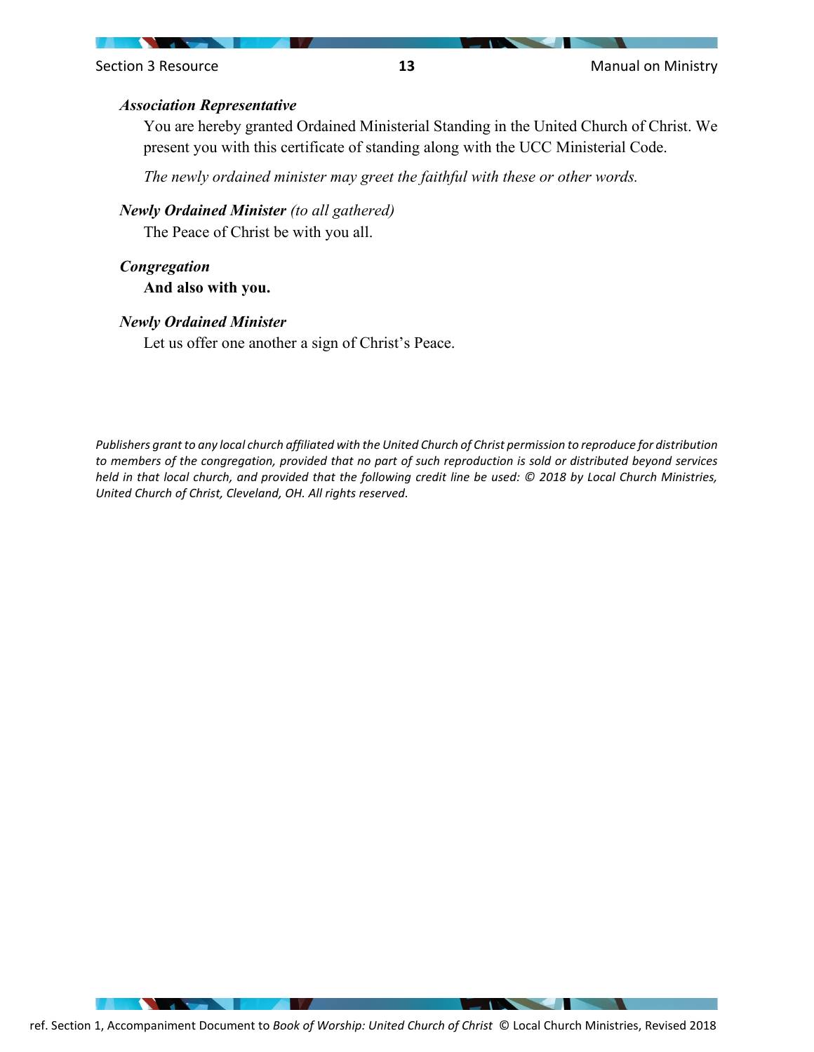***Association Representative***

You are hereby granted Ordained Ministerial Standing in the United Church of Christ. We present you with this certificate of standing along with the UCC Ministerial Code.

*The newly ordained minister may greet the faithful with these or other words.*

***Newly Ordained Minister*** *(to all gathered)*

The Peace of Christ be with you all.

***Congregation***

**And also with you.**

***Newly Ordained Minister***

Let us offer one another a sign of Christ's Peace.

*Publishers grant to any local church affiliated with the United Church of Christ permission to reproduce for distribution to members of the congregation, provided that no part of such reproduction is sold or distributed beyond services held in that local church, and provided that the following credit line be used: © 2018 by Local Church Ministries, United Church of Christ, Cleveland, OH. All rights reserved.*